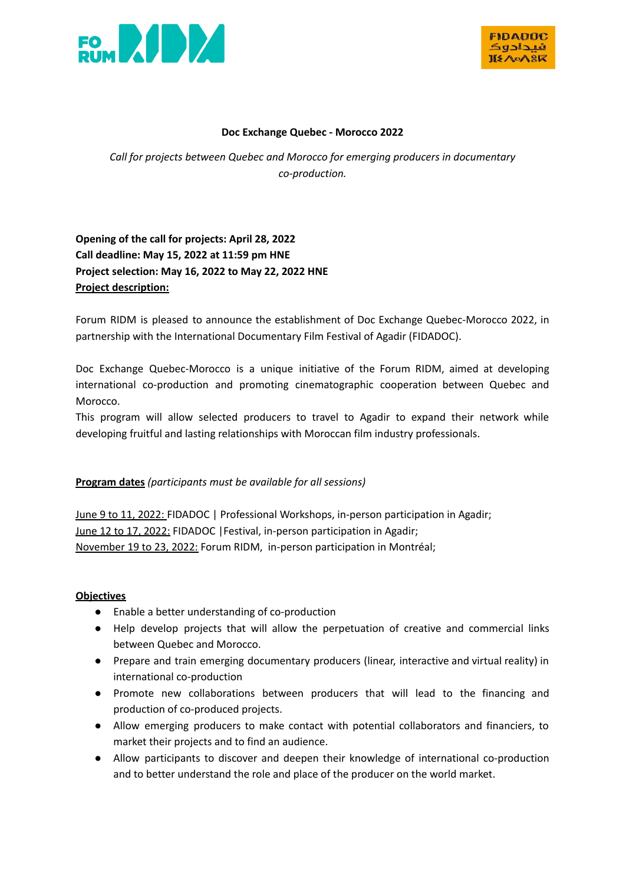# Doc Exchange Quebec - Morocco 2022

*Call for projects between Quebec and Morocco for emerging producers in documentary co-production.*

**Opening of the call for projects: April 28, 2022**
**Call deadline: May 15, 2022 at 11:59 pm HNE**
**Project selection: May 16, 2022 to May 22, 2022 HNE**
**Project description:**

Forum RIDM is pleased to announce the establishment of Doc Exchange Quebec-Morocco 2022, in partnership with the International Documentary Film Festival of Agadir (FIDADOC).

Doc Exchange Quebec-Morocco is a unique initiative of the Forum RIDM, aimed at developing international co-production and promoting cinematographic cooperation between Quebec and Morocco.
This program will allow selected producers to travel to Agadir to expand their network while developing fruitful and lasting relationships with Moroccan film industry professionals.

**Program dates** *(participants must be available for all sessions)*

June 9 to 11, 2022: FIDADOC | Professional Workshops, in-person participation in Agadir;
June 12 to 17, 2022: FIDADOC |Festival, in-person participation in Agadir;
November 19 to 23, 2022: Forum RIDM, in-person participation in Montréal;

**Objectives**

- Enable a better understanding of co-production
- Help develop projects that will allow the perpetuation of creative and commercial links between Quebec and Morocco.
- Prepare and train emerging documentary producers (linear, interactive and virtual reality) in international co-production
- Promote new collaborations between producers that will lead to the financing and production of co-produced projects.
- Allow emerging producers to make contact with potential collaborators and financiers, to market their projects and to find an audience.
- Allow participants to discover and deepen their knowledge of international co-production and to better understand the role and place of the producer on the world market.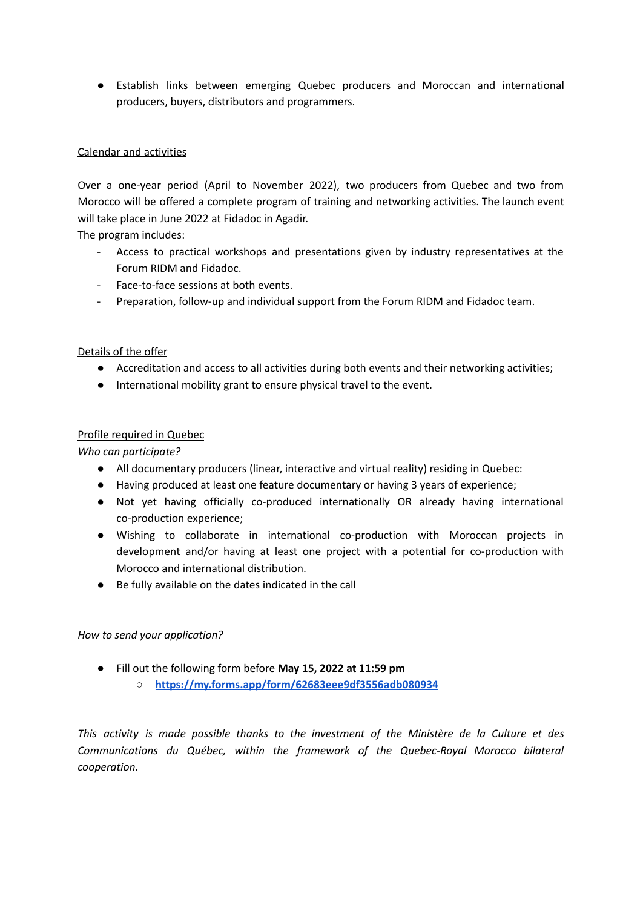- Establish links between emerging Quebec producers and Moroccan and international producers, buyers, distributors and programmers.

<u>Calendar and activities</u>

Over a one-year period (April to November 2022), two producers from Quebec and two from Morocco will be offered a complete program of training and networking activities. The launch event will take place in June 2022 at Fidadoc in Agadir.
The program includes:

- Access to practical workshops and presentations given by industry representatives at the Forum RIDM and Fidadoc.
- Face-to-face sessions at both events.
- Preparation, follow-up and individual support from the Forum RIDM and Fidadoc team.

<u>Details of the offer</u>

- Accreditation and access to all activities during both events and their networking activities;
- International mobility grant to ensure physical travel to the event.

<u>Profile required in Quebec</u>

*Who can participate?*

- All documentary producers (linear, interactive and virtual reality) residing in Quebec:
- Having produced at least one feature documentary or having 3 years of experience;
- Not yet having officially co-produced internationally OR already having international co-production experience;
- Wishing to collaborate in international co-production with Moroccan projects in development and/or having at least one project with a potential for co-production with Morocco and international distribution.
- Be fully available on the dates indicated in the call

*How to send your application?*

- Fill out the following form before **May 15, 2022 at 11:59 pm**
  - **https://my.forms.app/form/62683eee9df3556adb080934**

*This activity is made possible thanks to the investment of the Ministère de la Culture et des Communications du Québec, within the framework of the Quebec-Royal Morocco bilateral cooperation.*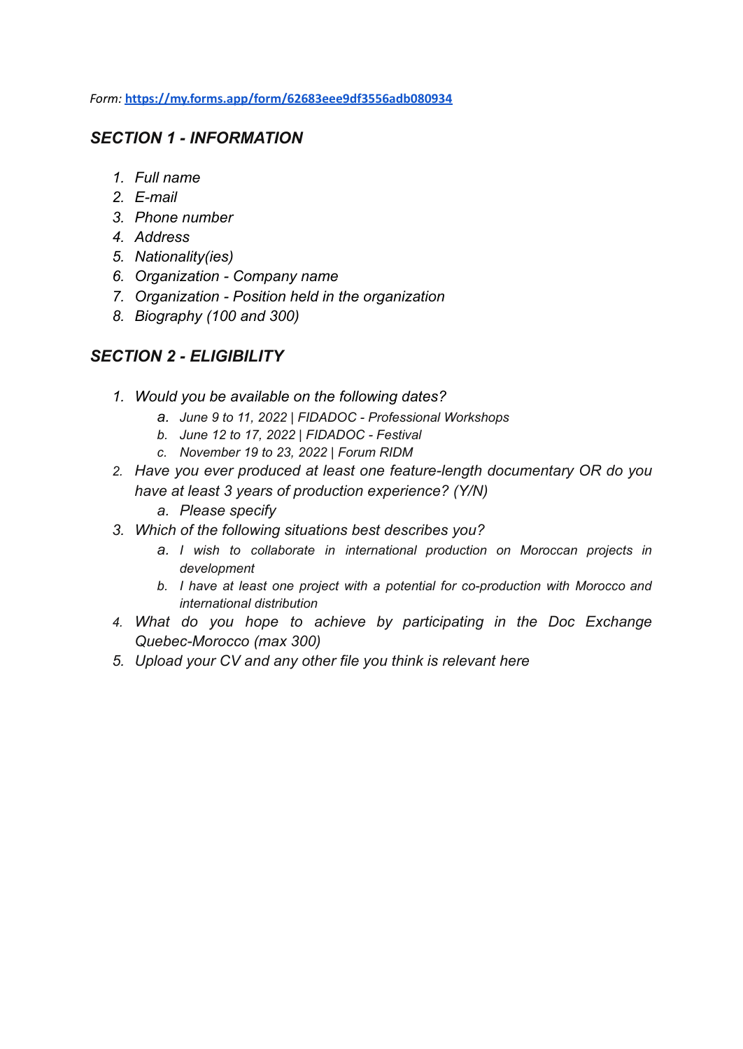*Form:* **[https://my.forms.app/form/62683eee9df3556adb080934](https://my.forms.app/form/62683eee9df3556adb080934)**

## *SECTION 1 - INFORMATION*

1. *Full name*
2. *E-mail*
3. *Phone number*
4. *Address*
5. *Nationality(ies)*
6. *Organization - Company name*
7. *Organization - Position held in the organization*
8. *Biography (100 and 300)*

## *SECTION 2 - ELIGIBILITY*

1. *Would you be available on the following dates?*
   a. *June 9 to 11, 2022 | FIDADOC - Professional Workshops*
   b. *June 12 to 17, 2022 | FIDADOC - Festival*
   c. *November 19 to 23, 2022 | Forum RIDM*
2. *Have you ever produced at least one feature-length documentary OR do you have at least 3 years of production experience? (Y/N)*
   a. *Please specify*
3. *Which of the following situations best describes you?*
   a. *I wish to collaborate in international production on Moroccan projects in development*
   b. *I have at least one project with a potential for co-production with Morocco and international distribution*
4. *What do you hope to achieve by participating in the Doc Exchange Quebec-Morocco (max 300)*
5. *Upload your CV and any other file you think is relevant here*